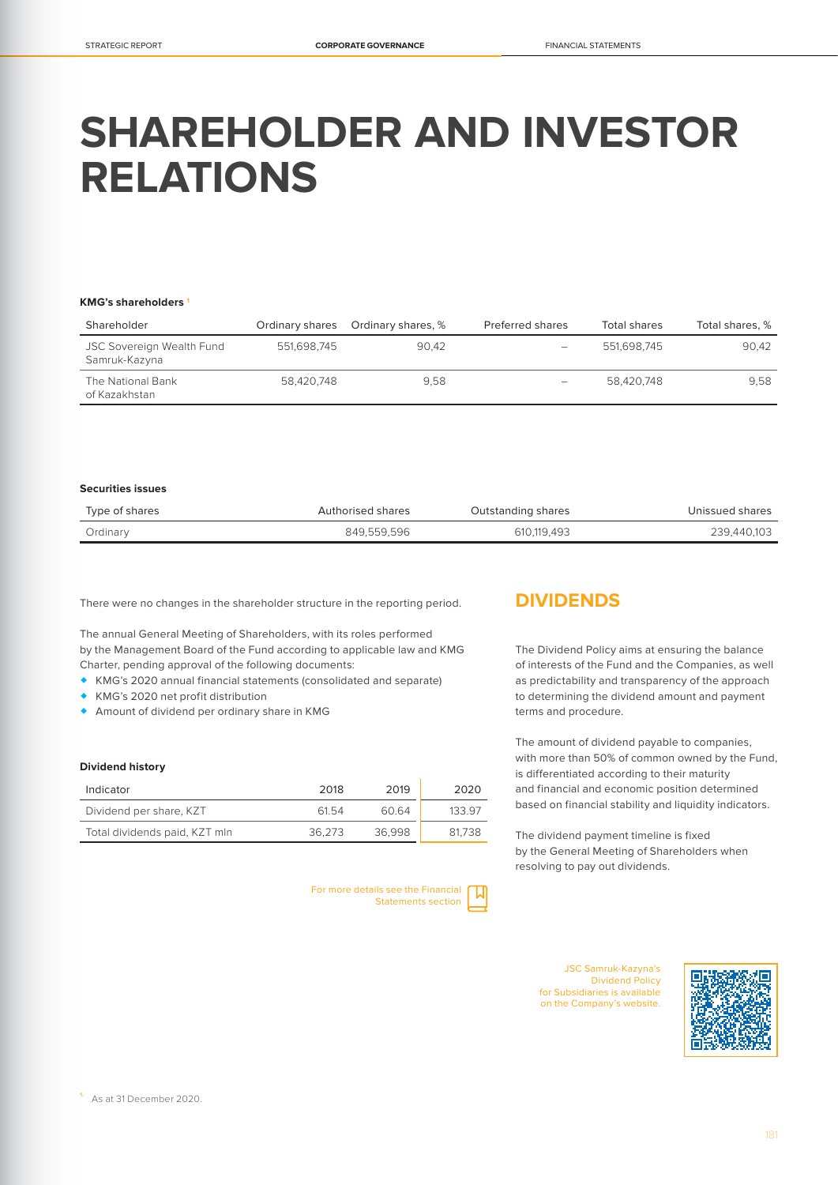# SHAREHOLDER AND INVESTOR RELATIONS

**KMG's shareholders** [1]

| Shareholder | Ordinary shares | Ordinary shares, % | Preferred shares | Total shares | Total shares, % |
|---|---|---|---|---|---|
| JSC Sovereign Wealth Fund Samruk-Kazyna | 551,698,745 | 90,42 | – | 551,698,745 | 90,42 |
| The National Bank of Kazakhstan | 58,420,748 | 9,58 | – | 58,420,748 | 9,58 |

**Securities issues**

| Type of shares | Authorised shares | Outstanding shares | Unissued shares |
|---|---|---|---|
| Ordinary | 849,559,596 | 610,119,493 | 239,440,103 |

There were no changes in the shareholder structure in the reporting period.

The annual General Meeting of Shareholders, with its roles performed by the Management Board of the Fund according to applicable law and KMG Charter, pending approval of the following documents:

- KMG's 2020 annual financial statements (consolidated and separate)
- KMG's 2020 net profit distribution
- Amount of dividend per ordinary share in KMG

**Dividend history**

| Indicator | 2018 | 2019 | 2020 |
|---|---|---|---|
| Dividend per share, KZT | 61.54 | 60.64 | 133.97 |
| Total dividends paid, KZT mln | 36,273 | 36,998 | 81,738 |

For more details see the Financial Statements section

## DIVIDENDS

The Dividend Policy aims at ensuring the balance of interests of the Fund and the Companies, as well as predictability and transparency of the approach to determining the dividend amount and payment terms and procedure.

The amount of dividend payable to companies, with more than 50% of common owned by the Fund, is differentiated according to their maturity and financial and economic position determined based on financial stability and liquidity indicators.

The dividend payment timeline is fixed by the General Meeting of Shareholders when resolving to pay out dividends.

JSC Samruk-Kazyna's Dividend Policy for Subsidiaries is available on the Company's website.

[1] As at 31 December 2020.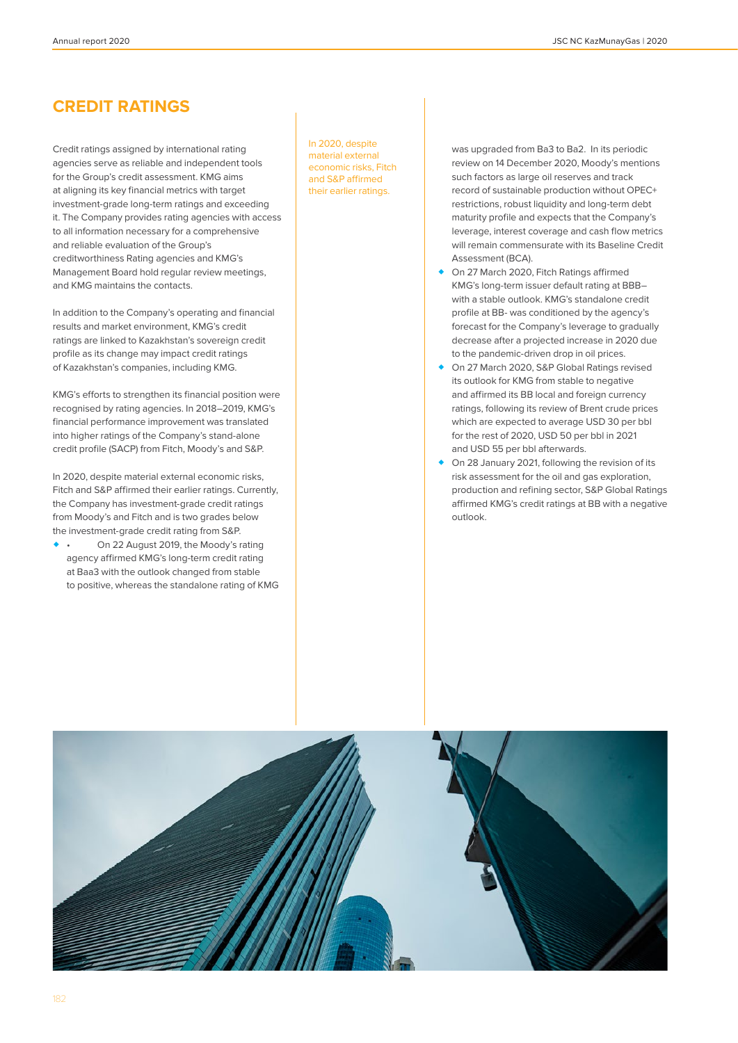# CREDIT RATINGS

Credit ratings assigned by international rating agencies serve as reliable and independent tools for the Group's credit assessment. KMG aims at aligning its key financial metrics with target investment-grade long-term ratings and exceeding it. The Company provides rating agencies with access to all information necessary for a comprehensive and reliable evaluation of the Group's creditworthiness Rating agencies and KMG's Management Board hold regular review meetings, and KMG maintains the contacts.

In addition to the Company's operating and financial results and market environment, KMG's credit ratings are linked to Kazakhstan's sovereign credit profile as its change may impact credit ratings of Kazakhstan's companies, including KMG.

KMG's efforts to strengthen its financial position were recognised by rating agencies. In 2018–2019, KMG's financial performance improvement was translated into higher ratings of the Company's stand-alone credit profile (SACP) from Fitch, Moody's and S&P.

In 2020, despite material external economic risks, Fitch and S&P affirmed their earlier ratings. Currently, the Company has investment-grade credit ratings from Moody's and Fitch and is two grades below the investment-grade credit rating from S&P.

- On 22 August 2019, the Moody's rating agency affirmed KMG's long-term credit rating at Baa3 with the outlook changed from stable to positive, whereas the standalone rating of KMG was upgraded from Ba3 to Ba2. In its periodic review on 14 December 2020, Moody's mentions such factors as large oil reserves and track record of sustainable production without OPEC+ restrictions, robust liquidity and long-term debt maturity profile and expects that the Company's leverage, interest coverage and cash flow metrics will remain commensurate with its Baseline Credit Assessment (BCA).
- On 27 March 2020, Fitch Ratings affirmed KMG's long-term issuer default rating at BBB– with a stable outlook. KMG's standalone credit profile at BB- was conditioned by the agency's forecast for the Company's leverage to gradually decrease after a projected increase in 2020 due to the pandemic-driven drop in oil prices.
- On 27 March 2020, S&P Global Ratings revised its outlook for KMG from stable to negative and affirmed its BB local and foreign currency ratings, following its review of Brent crude prices which are expected to average USD 30 per bbl for the rest of 2020, USD 50 per bbl in 2021 and USD 55 per bbl afterwards.
- On 28 January 2021, following the revision of its risk assessment for the oil and gas exploration, production and refining sector, S&P Global Ratings affirmed KMG's credit ratings at BB with a negative outlook.

In 2020, despite material external economic risks, Fitch and S&P affirmed their earlier ratings.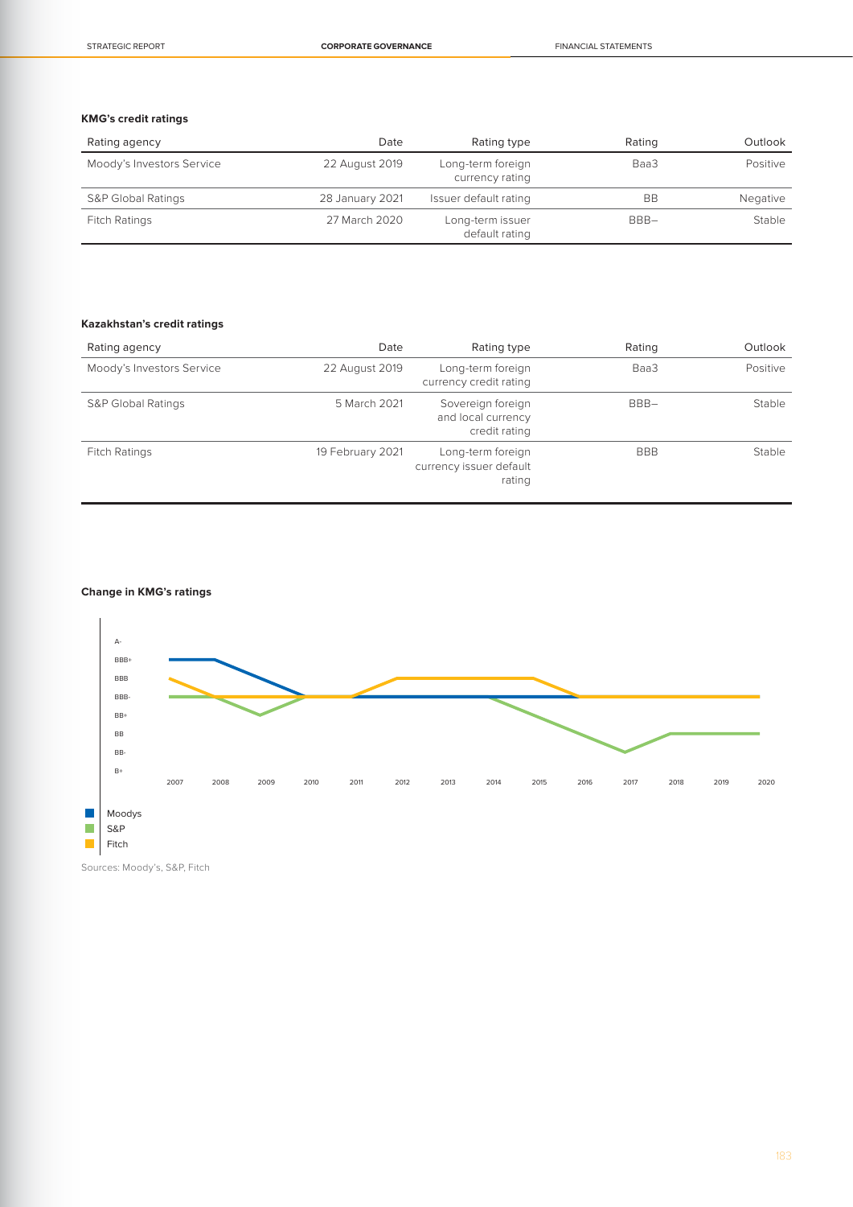### KMG's credit ratings

| Rating agency | Date | Rating type | Rating | Outlook |
|---|---|---|---|---|
| Moody's Investors Service | 22 August 2019 | Long-term foreign currency rating | Baa3 | Positive |
| S&P Global Ratings | 28 January 2021 | Issuer default rating | BB | Negative |
| Fitch Ratings | 27 March 2020 | Long-term issuer default rating | BBB– | Stable |

### Kazakhstan's credit ratings

| Rating agency | Date | Rating type | Rating | Outlook |
|---|---|---|---|---|
| Moody's Investors Service | 22 August 2019 | Long-term foreign currency credit rating | Baa3 | Positive |
| S&P Global Ratings | 5 March 2021 | Sovereign foreign and local currency credit rating | BBB– | Stable |
| Fitch Ratings | 19 February 2021 | Long-term foreign currency issuer default rating | BBB | Stable |

### Change in KMG's ratings

A-
BBB+
BBB
BBB-
BB+
BB
BB-
B+

2007 2008 2009 2010 2011 2012 2013 2014 2015 2016 2017 2018 2019 2020

Moodys
S&P
Fitch

Sources: Moody's, S&P, Fitch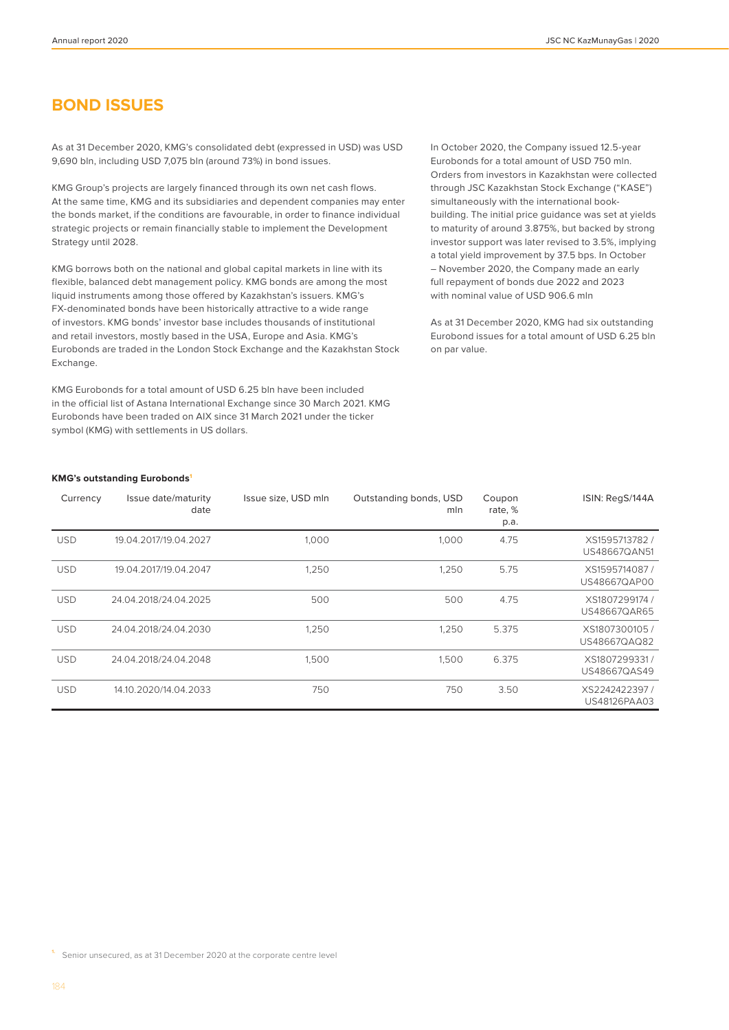# BOND ISSUES

As at 31 December 2020, KMG's consolidated debt (expressed in USD) was USD 9,690 bln, including USD 7,075 bln (around 73%) in bond issues.

KMG Group's projects are largely financed through its own net cash flows. At the same time, KMG and its subsidiaries and dependent companies may enter the bonds market, if the conditions are favourable, in order to finance individual strategic projects or remain financially stable to implement the Development Strategy until 2028.

KMG borrows both on the national and global capital markets in line with its flexible, balanced debt management policy. KMG bonds are among the most liquid instruments among those offered by Kazakhstan's issuers. KMG's FX-denominated bonds have been historically attractive to a wide range of investors. KMG bonds' investor base includes thousands of institutional and retail investors, mostly based in the USA, Europe and Asia. KMG's Eurobonds are traded in the London Stock Exchange and the Kazakhstan Stock Exchange.

KMG Eurobonds for a total amount of USD 6.25 bln have been included in the official list of Astana International Exchange since 30 March 2021. KMG Eurobonds have been traded on AIX since 31 March 2021 under the ticker symbol (KMG) with settlements in US dollars.

In October 2020, the Company issued 12.5-year Eurobonds for a total amount of USD 750 mln. Orders from investors in Kazakhstan were collected through JSC Kazakhstan Stock Exchange ("KASE") simultaneously with the international book-building. The initial price guidance was set at yields to maturity of around 3.875%, but backed by strong investor support was later revised to 3.5%, implying a total yield improvement by 37.5 bps. In October – November 2020, the Company made an early full repayment of bonds due 2022 and 2023 with nominal value of USD 906.6 mln

As at 31 December 2020, KMG had six outstanding Eurobond issues for a total amount of USD 6.25 bln on par value.

**KMG's outstanding Eurobonds**[1]

| Currency | Issue date/maturity date | Issue size, USD mln | Outstanding bonds, USD mln | Coupon rate, % p.a. | ISIN: RegS/144A |
|---|---|---|---|---|---|
| USD | 19.04.2017/19.04.2027 | 1,000 | 1,000 | 4.75 | XS1595713782 / US48667QAN51 |
| USD | 19.04.2017/19.04.2047 | 1,250 | 1,250 | 5.75 | XS1595714087 / US48667QAP00 |
| USD | 24.04.2018/24.04.2025 | 500 | 500 | 4.75 | XS1807299174 / US48667QAR65 |
| USD | 24.04.2018/24.04.2030 | 1,250 | 1,250 | 5.375 | XS1807300105 / US48667QAQ82 |
| USD | 24.04.2018/24.04.2048 | 1,500 | 1,500 | 6.375 | XS1807299331 / US48667QAS49 |
| USD | 14.10.2020/14.04.2033 | 750 | 750 | 3.50 | XS2242422397 / US48126PAA03 |

[1] Senior unsecured, as at 31 December 2020 at the corporate centre level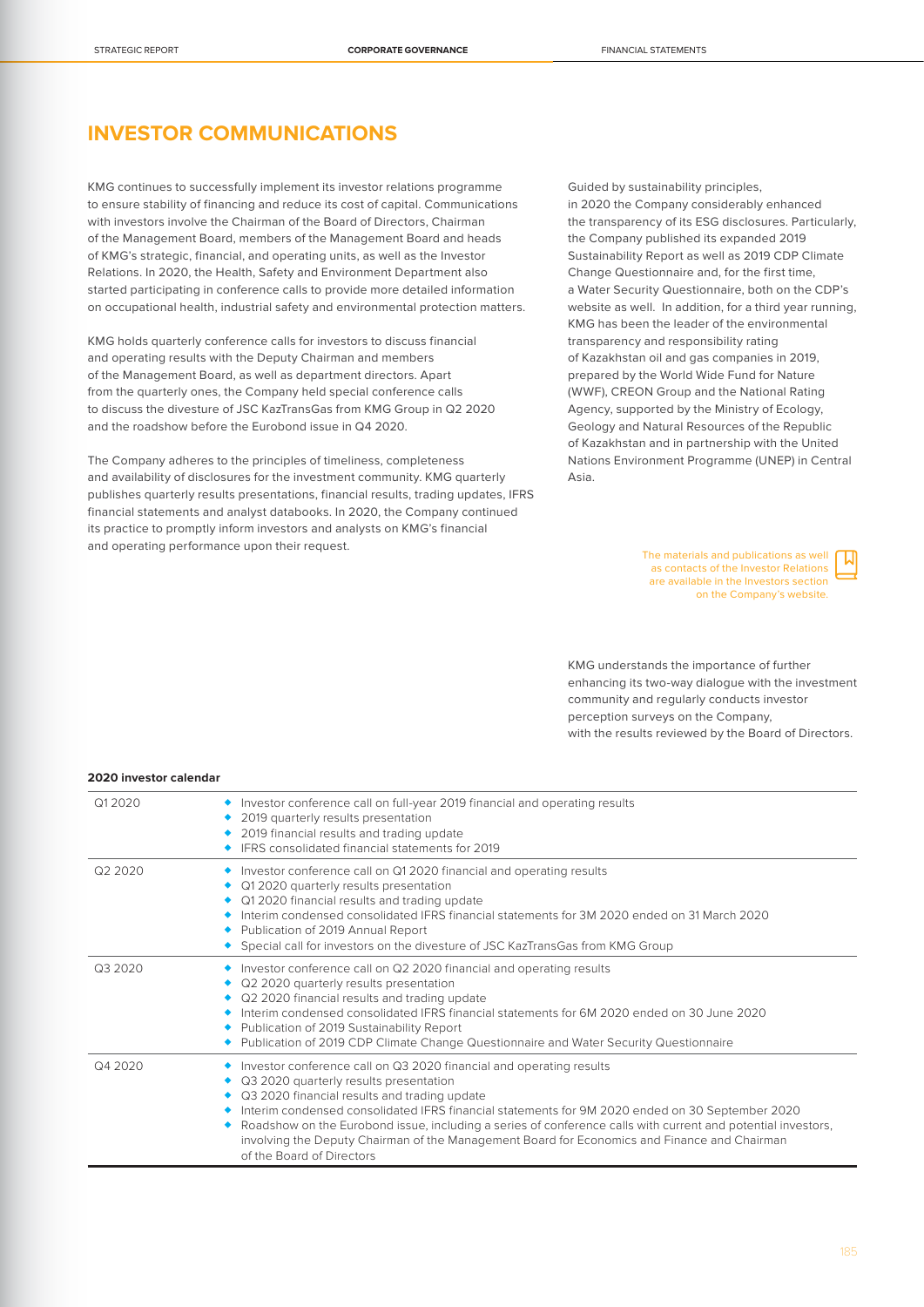# INVESTOR COMMUNICATIONS

KMG continues to successfully implement its investor relations programme to ensure stability of financing and reduce its cost of capital. Communications with investors involve the Chairman of the Board of Directors, Chairman of the Management Board, members of the Management Board and heads of KMG's strategic, financial, and operating units, as well as the Investor Relations. In 2020, the Health, Safety and Environment Department also started participating in conference calls to provide more detailed information on occupational health, industrial safety and environmental protection matters.

KMG holds quarterly conference calls for investors to discuss financial and operating results with the Deputy Chairman and members of the Management Board, as well as department directors. Apart from the quarterly ones, the Company held special conference calls to discuss the divesture of JSC KazTransGas from KMG Group in Q2 2020 and the roadshow before the Eurobond issue in Q4 2020.

The Company adheres to the principles of timeliness, completeness and availability of disclosures for the investment community. KMG quarterly publishes quarterly results presentations, financial results, trading updates, IFRS financial statements and analyst databooks. In 2020, the Company continued its practice to promptly inform investors and analysts on KMG's financial and operating performance upon their request.

Guided by sustainability principles, in 2020 the Company considerably enhanced the transparency of its ESG disclosures. Particularly, the Company published its expanded 2019 Sustainability Report as well as 2019 CDP Climate Change Questionnaire and, for the first time, a Water Security Questionnaire, both on the CDP's website as well. In addition, for a third year running, KMG has been the leader of the environmental transparency and responsibility rating of Kazakhstan oil and gas companies in 2019, prepared by the World Wide Fund for Nature (WWF), CREON Group and the National Rating Agency, supported by the Ministry of Ecology, Geology and Natural Resources of the Republic of Kazakhstan and in partnership with the United Nations Environment Programme (UNEP) in Central Asia.

The materials and publications as well as contacts of the Investor Relations are available in the Investors section on the Company's website.

KMG understands the importance of further enhancing its two-way dialogue with the investment community and regularly conducts investor perception surveys on the Company, with the results reviewed by the Board of Directors.

**2020 investor calendar**

| | |
|---|---|
| Q1 2020 | • Investor conference call on full-year 2019 financial and operating results<br>• 2019 quarterly results presentation<br>• 2019 financial results and trading update<br>• IFRS consolidated financial statements for 2019 |
| Q2 2020 | • Investor conference call on Q1 2020 financial and operating results<br>• Q1 2020 quarterly results presentation<br>• Q1 2020 financial results and trading update<br>• Interim condensed consolidated IFRS financial statements for 3M 2020 ended on 31 March 2020<br>• Publication of 2019 Annual Report<br>• Special call for investors on the divesture of JSC KazTransGas from KMG Group |
| Q3 2020 | • Investor conference call on Q2 2020 financial and operating results<br>• Q2 2020 quarterly results presentation<br>• Q2 2020 financial results and trading update<br>• Interim condensed consolidated IFRS financial statements for 6M 2020 ended on 30 June 2020<br>• Publication of 2019 Sustainability Report<br>• Publication of 2019 CDP Climate Change Questionnaire and Water Security Questionnaire |
| Q4 2020 | • Investor conference call on Q3 2020 financial and operating results<br>• Q3 2020 quarterly results presentation<br>• Q3 2020 financial results and trading update<br>• Interim condensed consolidated IFRS financial statements for 9M 2020 ended on 30 September 2020<br>• Roadshow on the Eurobond issue, including a series of conference calls with current and potential investors, involving the Deputy Chairman of the Management Board for Economics and Finance and Chairman of the Board of Directors |